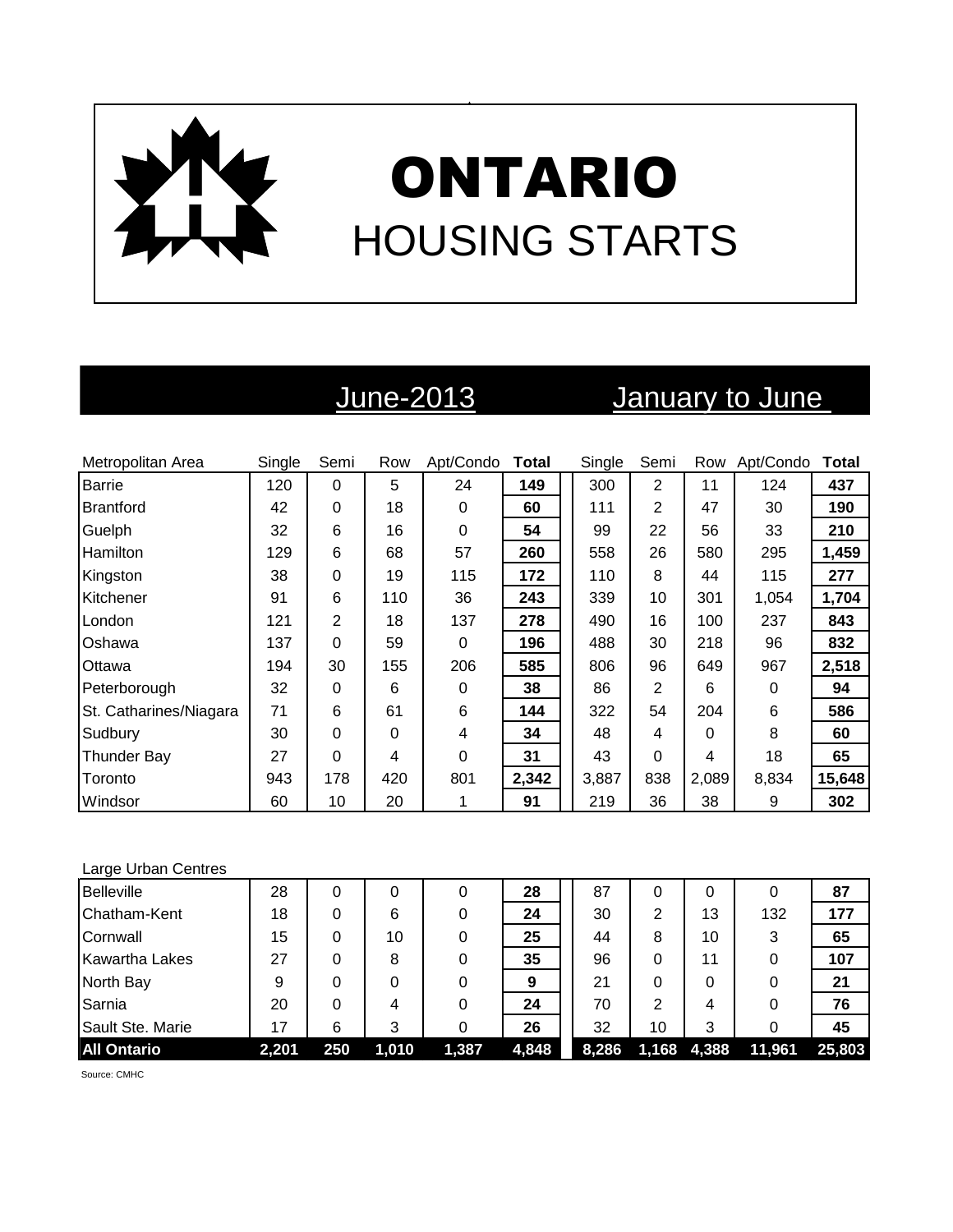# ONTARIO

## HOUSING STARTS

| Metropolitan Area | June-2013 Single | Semi | Row | Apt/Condo | Total | January to June Single | Semi | Row | Apt/Condo | Total |
|---|---|---|---|---|---|---|---|---|---|---|
| Barrie | 120 | 0 | 5 | 24 | **149** | 300 | 2 | 11 | 124 | **437** |
| Brantford | 42 | 0 | 18 | 0 | **60** | 111 | 2 | 47 | 30 | **190** |
| Guelph | 32 | 6 | 16 | 0 | **54** | 99 | 22 | 56 | 33 | **210** |
| Hamilton | 129 | 6 | 68 | 57 | **260** | 558 | 26 | 580 | 295 | **1,459** |
| Kingston | 38 | 0 | 19 | 115 | **172** | 110 | 8 | 44 | 115 | **277** |
| Kitchener | 91 | 6 | 110 | 36 | **243** | 339 | 10 | 301 | 1,054 | **1,704** |
| London | 121 | 2 | 18 | 137 | **278** | 490 | 16 | 100 | 237 | **843** |
| Oshawa | 137 | 0 | 59 | 0 | **196** | 488 | 30 | 218 | 96 | **832** |
| Ottawa | 194 | 30 | 155 | 206 | **585** | 806 | 96 | 649 | 967 | **2,518** |
| Peterborough | 32 | 0 | 6 | 0 | **38** | 86 | 2 | 6 | 0 | **94** |
| St. Catharines/Niagara | 71 | 6 | 61 | 6 | **144** | 322 | 54 | 204 | 6 | **586** |
| Sudbury | 30 | 0 | 0 | 4 | **34** | 48 | 4 | 0 | 8 | **60** |
| Thunder Bay | 27 | 0 | 4 | 0 | **31** | 43 | 0 | 4 | 18 | **65** |
| Toronto | 943 | 178 | 420 | 801 | **2,342** | 3,887 | 838 | 2,089 | 8,834 | **15,648** |
| Windsor | 60 | 10 | 20 | 1 | **91** | 219 | 36 | 38 | 9 | **302** |

| Large Urban Centres | Single | Semi | Row | Apt/Condo | Total | Single | Semi | Row | Apt/Condo | Total |
|---|---|---|---|---|---|---|---|---|---|---|
| Belleville | 28 | 0 | 0 | 0 | **28** | 87 | 0 | 0 | 0 | **87** |
| Chatham-Kent | 18 | 0 | 6 | 0 | **24** | 30 | 2 | 13 | 132 | **177** |
| Cornwall | 15 | 0 | 10 | 0 | **25** | 44 | 8 | 10 | 3 | **65** |
| Kawartha Lakes | 27 | 0 | 8 | 0 | **35** | 96 | 0 | 11 | 0 | **107** |
| North Bay | 9 | 0 | 0 | 0 | **9** | 21 | 0 | 0 | 0 | **21** |
| Sarnia | 20 | 0 | 4 | 0 | **24** | 70 | 2 | 4 | 0 | **76** |
| Sault Ste. Marie | 17 | 6 | 3 | 0 | **26** | 32 | 10 | 3 | 0 | **45** |
| **All Ontario** | **2,201** | **250** | **1,010** | **1,387** | **4,848** | **8,286** | **1,168** | **4,388** | **11,961** | **25,803** |

Source: CMHC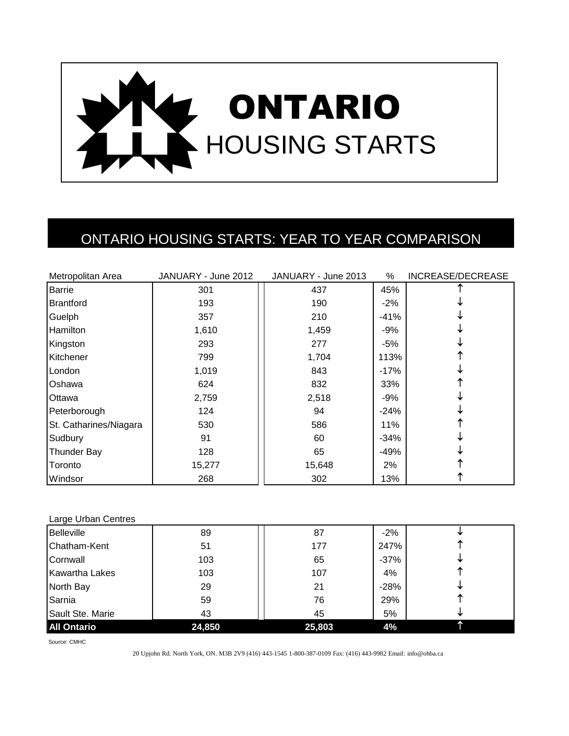# ONTARIO
## HOUSING STARTS

## ONTARIO HOUSING STARTS: YEAR TO YEAR COMPARISON

| Metropolitan Area | JANUARY - June 2012 | JANUARY - June 2013 | % | INCREASE/DECREASE |
|---|---|---|---|---|
| Barrie | 301 | 437 | 45% | ↑ |
| Brantford | 193 | 190 | -2% | ↓ |
| Guelph | 357 | 210 | -41% | ↓ |
| Hamilton | 1,610 | 1,459 | -9% | ↓ |
| Kingston | 293 | 277 | -5% | ↓ |
| Kitchener | 799 | 1,704 | 113% | ↑ |
| London | 1,019 | 843 | -17% | ↓ |
| Oshawa | 624 | 832 | 33% | ↑ |
| Ottawa | 2,759 | 2,518 | -9% | ↓ |
| Peterborough | 124 | 94 | -24% | ↓ |
| St. Catharines/Niagara | 530 | 586 | 11% | ↑ |
| Sudbury | 91 | 60 | -34% | ↓ |
| Thunder Bay | 128 | 65 | -49% | ↓ |
| Toronto | 15,277 | 15,648 | 2% | ↑ |
| Windsor | 268 | 302 | 13% | ↑ |
| **Large Urban Centres** | | | | |
| Belleville | 89 | 87 | -2% | ↓ |
| Chatham-Kent | 51 | 177 | 247% | ↑ |
| Cornwall | 103 | 65 | -37% | ↓ |
| Kawartha Lakes | 103 | 107 | 4% | ↑ |
| North Bay | 29 | 21 | -28% | ↓ |
| Sarnia | 59 | 76 | 29% | ↑ |
| Sault Ste. Marie | 43 | 45 | 5% | ↓ |
| **All Ontario** | **24,850** | **25,803** | **4%** | ↑ |

Source: CMHC

20 Upjohn Rd. North York, ON. M3B 2V9 (416) 443-1545 1-800-387-0109 Fax: (416) 443-9982 Email: info@ohba.ca